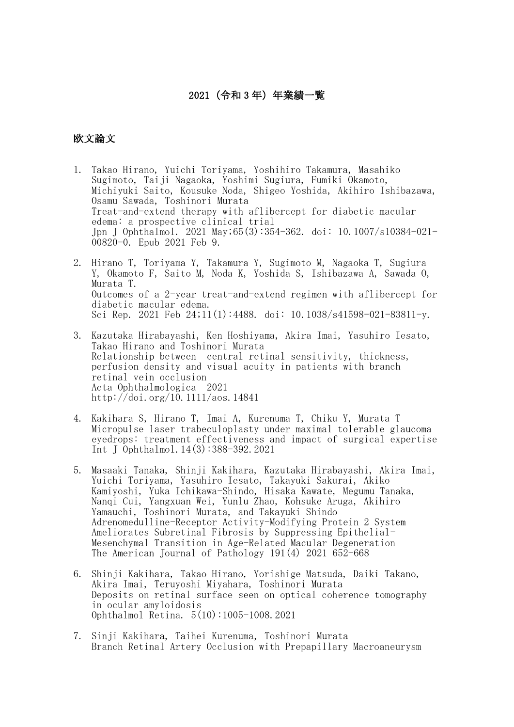# 2021（令和 3 年）年業績一覧

## 欧文論文

1. Takao Hirano, Yuichi Toriyama, Yoshihiro Takamura, Masahiko Sugimoto, Taiji Nagaoka, Yoshimi Sugiura, Fumiki Okamoto, Michiyuki Saito, Kousuke Noda, Shigeo Yoshida, Akihiro Ishibazawa, Osamu Sawada, Toshinori Murata
   Treat-and-extend therapy with aflibercept for diabetic macular edema: a prospective clinical trial
   Jpn J Ophthalmol. 2021 May;65(3):354-362. doi: 10.1007/s10384-021-00820-0. Epub 2021 Feb 9.

2. Hirano T, Toriyama Y, Takamura Y, Sugimoto M, Nagaoka T, Sugiura Y, Okamoto F, Saito M, Noda K, Yoshida S, Ishibazawa A, Sawada O, Murata T.
   Outcomes of a 2-year treat-and-extend regimen with aflibercept for diabetic macular edema.
   Sci Rep. 2021 Feb 24;11(1):4488. doi: 10.1038/s41598-021-83811-y.

3. Kazutaka Hirabayashi, Ken Hoshiyama, Akira Imai, Yasuhiro Iesato, Takao Hirano and Toshinori Murata
   Relationship between central retinal sensitivity, thickness, perfusion density and visual acuity in patients with branch retinal vein occlusion
   Acta Ophthalmologica 2021
   http://doi.org/10.1111/aos.14841

4. Kakihara S, Hirano T, Imai A, Kurenuma T, Chiku Y, Murata T
   Micropulse laser trabeculoplasty under maximal tolerable glaucoma eyedrops: treatment effectiveness and impact of surgical expertise
   Int J Ophthalmol.14(3):388-392.2021

5. Masaaki Tanaka, Shinji Kakihara, Kazutaka Hirabayashi, Akira Imai, Yuichi Toriyama, Yasuhiro Iesato, Takayuki Sakurai, Akiko Kamiyoshi, Yuka Ichikawa-Shindo, Hisaka Kawate, Megumu Tanaka, Nanqi Cui, Yangxuan Wei, Yunlu Zhao, Kohsuke Aruga, Akihiro Yamauchi, Toshinori Murata, and Takayuki Shindo
   Adrenomedulline-Receptor Activity-Modifying Protein 2 System Ameliorates Subretinal Fibrosis by Suppressing Epithelial-Mesenchymal Transition in Age-Related Macular Degeneration
   The American Journal of Pathology 191(4) 2021 652-668

6. Shinji Kakihara, Takao Hirano, Yorishige Matsuda, Daiki Takano, Akira Imai, Teruyoshi Miyahara, Toshinori Murata
   Deposits on retinal surface seen on optical coherence tomography in ocular amyloidosis
   Ophthalmol Retina. 5(10):1005-1008.2021

7. Sinji Kakihara, Taihei Kurenuma, Toshinori Murata
   Branch Retinal Artery Occlusion with Prepapillary Macroaneurysm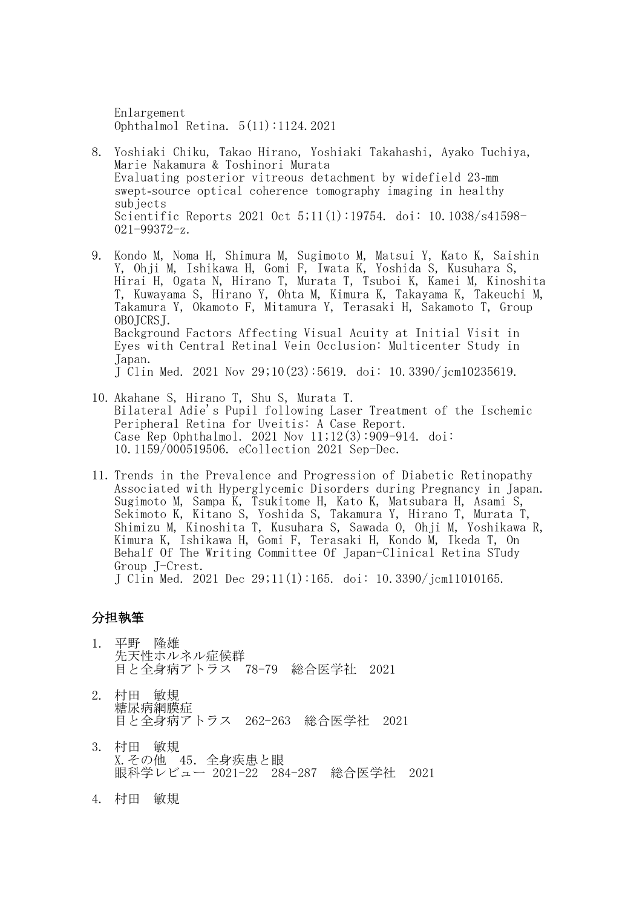Enlargement
Ophthalmol Retina. 5(11):1124.2021

8. Yoshiaki Chiku, Takao Hirano, Yoshiaki Takahashi, Ayako Tuchiya, Marie Nakamura & Toshinori Murata
   Evaluating posterior vitreous detachment by widefield 23-mm swept-source optical coherence tomography imaging in healthy subjects
   Scientific Reports 2021 Oct 5;11(1):19754. doi: 10.1038/s41598-021-99372-z.

9. Kondo M, Noma H, Shimura M, Sugimoto M, Matsui Y, Kato K, Saishin Y, Ohji M, Ishikawa H, Gomi F, Iwata K, Yoshida S, Kusuhara S, Hirai H, Ogata N, Hirano T, Murata T, Tsuboi K, Kamei M, Kinoshita T, Kuwayama S, Hirano Y, Ohta M, Kimura K, Takayama K, Takeuchi M, Takamura Y, Okamoto F, Mitamura Y, Terasaki H, Sakamoto T, Group OBOJCRSJ.
   Background Factors Affecting Visual Acuity at Initial Visit in Eyes with Central Retinal Vein Occlusion: Multicenter Study in Japan.
   J Clin Med. 2021 Nov 29;10(23):5619. doi: 10.3390/jcm10235619.

10. Akahane S, Hirano T, Shu S, Murata T.
    Bilateral Adie's Pupil following Laser Treatment of the Ischemic Peripheral Retina for Uveitis: A Case Report.
    Case Rep Ophthalmol. 2021 Nov 11;12(3):909-914. doi: 10.1159/000519506. eCollection 2021 Sep-Dec.

11. Trends in the Prevalence and Progression of Diabetic Retinopathy Associated with Hyperglycemic Disorders during Pregnancy in Japan.
    Sugimoto M, Sampa K, Tsukitome H, Kato K, Matsubara H, Asami S, Sekimoto K, Kitano S, Yoshida S, Takamura Y, Hirano T, Murata T, Shimizu M, Kinoshita T, Kusuhara S, Sawada O, Ohji M, Yoshikawa R, Kimura K, Ishikawa H, Gomi F, Terasaki H, Kondo M, Ikeda T, On Behalf Of The Writing Committee Of Japan-Clinical Retina STudy Group J-Crest.
    J Clin Med. 2021 Dec 29;11(1):165. doi: 10.3390/jcm11010165.

## 分担執筆

1. 平野　隆雄
   先天性ホルネル症候群
   目と全身病アトラス　78-79　総合医学社　2021

2. 村田　敏規
   糖尿病網膜症
   目と全身病アトラス　262-263　総合医学社　2021

3. 村田　敏規
   X.その他　45．全身疾患と眼
   眼科学レビュー 2021-22　284-287　総合医学社　2021

4. 村田　敏規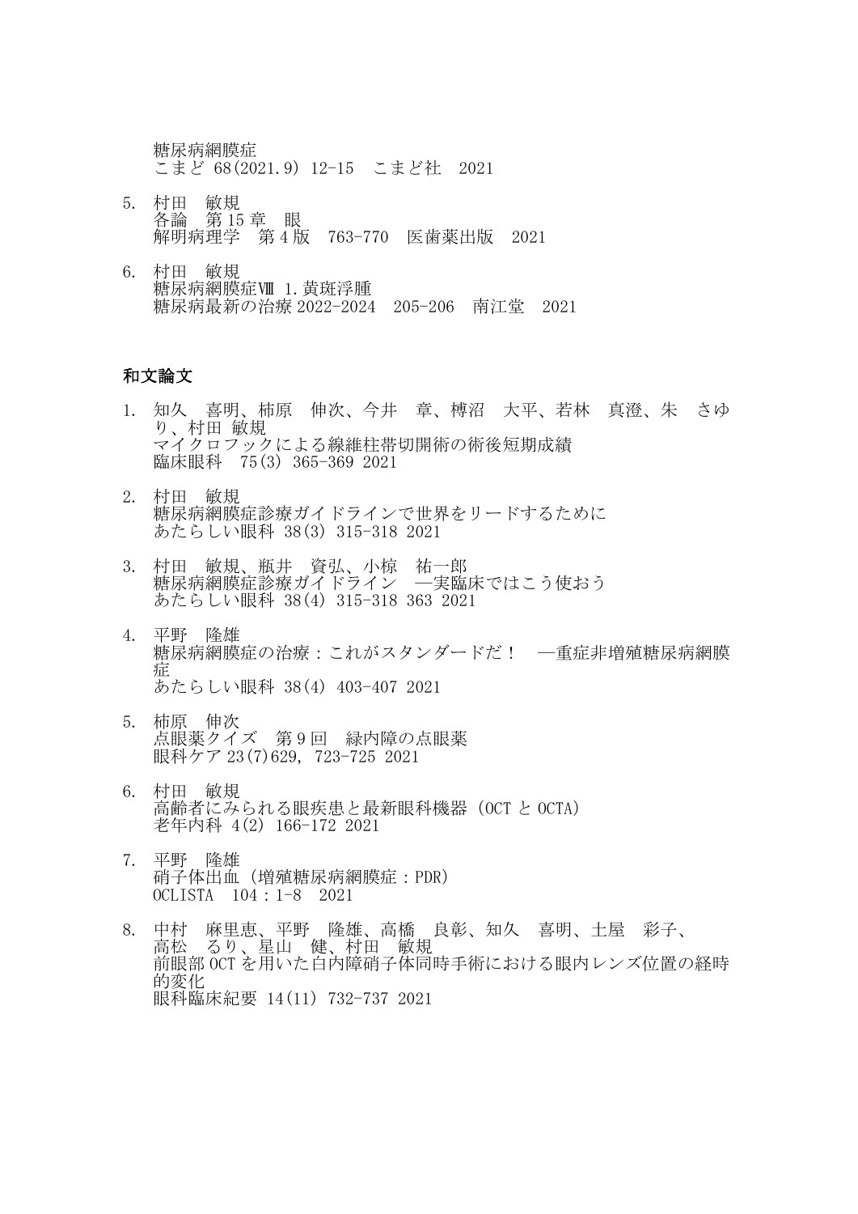糖尿病網膜症
こまど 68(2021.9) 12-15　こまど社　2021

5. 村田　敏規
各論　第 15 章　眼
解明病理学　第 4 版　763-770　医歯薬出版　2021

6. 村田　敏規
糖尿病網膜症Ⅷ 1.黄斑浮腫
糖尿病最新の治療 2022-2024　205-206　南江堂　2021

## 和文論文

1. 知久　喜明、柿原　伸次、今井　章、樽沼　大平、若林　真澄、朱　さゆり、村田 敏規
マイクロフックによる線維柱帯切開術の術後短期成績
臨床眼科　75(3) 365-369 2021

2. 村田　敏規
糖尿病網膜症診療ガイドラインで世界をリードするために
あたらしい眼科 38(3) 315-318 2021

3. 村田　敏規、瓶井　資弘、小椋　祐一郎
糖尿病網膜症診療ガイドライン　—実臨床ではこう使おう
あたらしい眼科 38(4) 315-318 363 2021

4. 平野　隆雄
糖尿病網膜症の治療：これがスタンダードだ！　—重症非増殖糖尿病網膜症
あたらしい眼科 38(4) 403-407 2021

5. 柿原　伸次
点眼薬クイズ　第 9 回　緑内障の点眼薬
眼科ケア 23(7)629, 723-725 2021

6. 村田　敏規
高齢者にみられる眼疾患と最新眼科機器（OCT と OCTA）
老年内科 4(2) 166-172 2021

7. 平野　隆雄
硝子体出血（増殖糖尿病網膜症：PDR）
OCLISTA　104：1-8　2021

8. 中村　麻里恵、平野　隆雄、高橋　良彰、知久　喜明、土屋　彩子、高松　るり、星山　健、村田　敏規
前眼部 OCT を用いた白内障硝子体同時手術における眼内レンズ位置の経時的変化
眼科臨床紀要 14(11) 732-737 2021